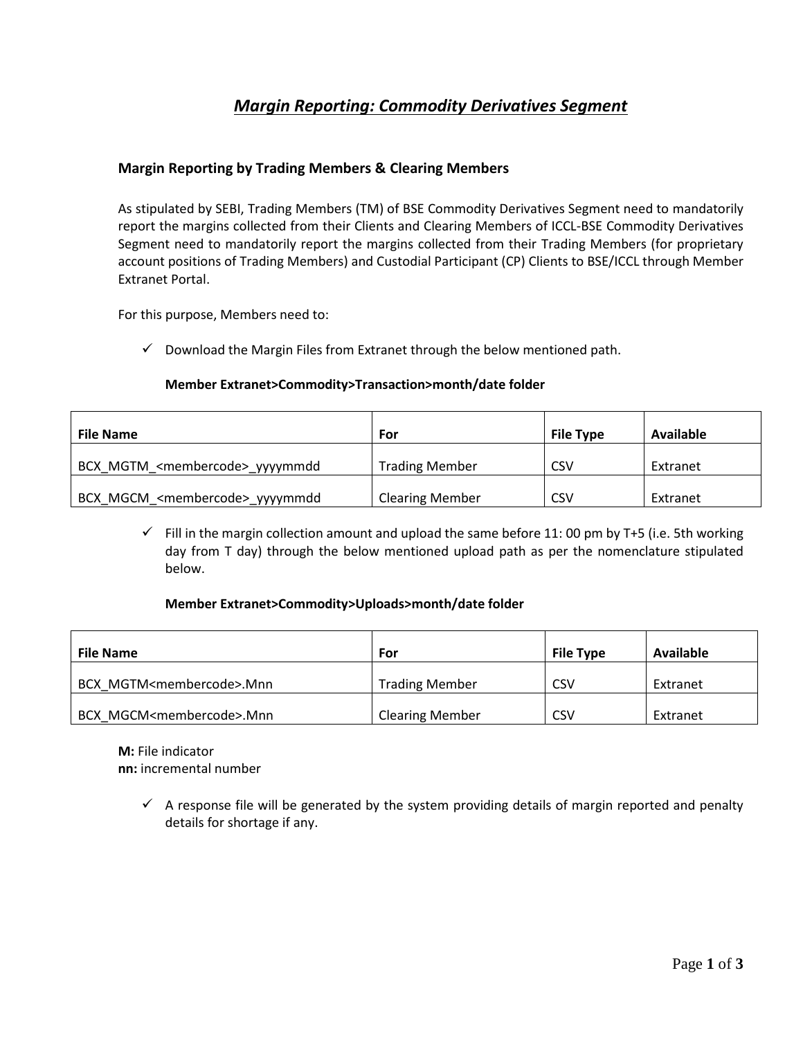# ***Margin Reporting: Commodity Derivatives Segment***

### Margin Reporting by Trading Members & Clearing Members

As stipulated by SEBI, Trading Members (TM) of BSE Commodity Derivatives Segment need to mandatorily report the margins collected from their Clients and Clearing Members of ICCL-BSE Commodity Derivatives Segment need to mandatorily report the margins collected from their Trading Members (for proprietary account positions of Trading Members) and Custodial Participant (CP) Clients to BSE/ICCL through Member Extranet Portal.

For this purpose, Members need to:

- ✓ Download the Margin Files from Extranet through the below mentioned path.

**Member Extranet>Commodity>Transaction>month/date folder**

| File Name | For | File Type | Available |
|---|---|---|---|
| BCX_MGTM_<membercode>_yyyymmdd | Trading Member | CSV | Extranet |
| BCX_MGCM_<membercode>_yyyymmdd | Clearing Member | CSV | Extranet |

- ✓ Fill in the margin collection amount and upload the same before 11: 00 pm by T+5 (i.e. 5th working day from T day) through the below mentioned upload path as per the nomenclature stipulated below.

**Member Extranet>Commodity>Uploads>month/date folder**

| File Name | For | File Type | Available |
|---|---|---|---|
| BCX_MGTM<membercode>.Mnn | Trading Member | CSV | Extranet |
| BCX_MGCM<membercode>.Mnn | Clearing Member | CSV | Extranet |

**M:** File indicator
**nn:** incremental number

- ✓ A response file will be generated by the system providing details of margin reported and penalty details for shortage if any.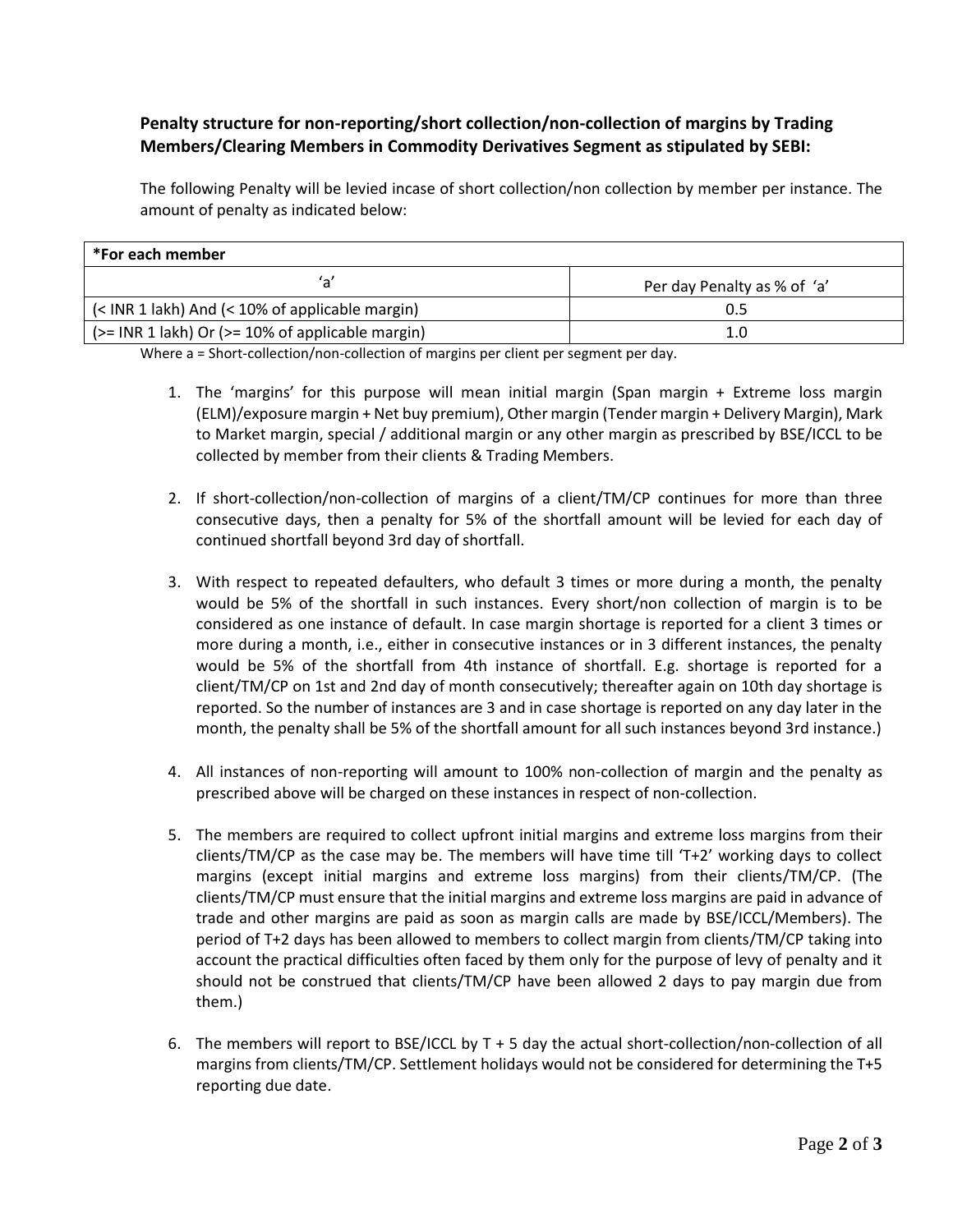**Penalty structure for non-reporting/short collection/non-collection of margins by Trading Members/Clearing Members in Commodity Derivatives Segment as stipulated by SEBI:**

The following Penalty will be levied incase of short collection/non collection by member per instance. The amount of penalty as indicated below:

| *For each member | |
|---|---|
| 'a' | Per day Penalty as % of 'a' |
| (< INR 1 lakh) And (< 10% of applicable margin) | 0.5 |
| (>= INR 1 lakh) Or (>= 10% of applicable margin) | 1.0 |

Where a = Short-collection/non-collection of margins per client per segment per day.

1. The 'margins' for this purpose will mean initial margin (Span margin + Extreme loss margin (ELM)/exposure margin + Net buy premium), Other margin (Tender margin + Delivery Margin), Mark to Market margin, special / additional margin or any other margin as prescribed by BSE/ICCL to be collected by member from their clients & Trading Members.

2. If short-collection/non-collection of margins of a client/TM/CP continues for more than three consecutive days, then a penalty for 5% of the shortfall amount will be levied for each day of continued shortfall beyond 3rd day of shortfall.

3. With respect to repeated defaulters, who default 3 times or more during a month, the penalty would be 5% of the shortfall in such instances. Every short/non collection of margin is to be considered as one instance of default. In case margin shortage is reported for a client 3 times or more during a month, i.e., either in consecutive instances or in 3 different instances, the penalty would be 5% of the shortfall from 4th instance of shortfall. E.g. shortage is reported for a client/TM/CP on 1st and 2nd day of month consecutively; thereafter again on 10th day shortage is reported. So the number of instances are 3 and in case shortage is reported on any day later in the month, the penalty shall be 5% of the shortfall amount for all such instances beyond 3rd instance.)

4. All instances of non-reporting will amount to 100% non-collection of margin and the penalty as prescribed above will be charged on these instances in respect of non-collection.

5. The members are required to collect upfront initial margins and extreme loss margins from their clients/TM/CP as the case may be. The members will have time till 'T+2' working days to collect margins (except initial margins and extreme loss margins) from their clients/TM/CP. (The clients/TM/CP must ensure that the initial margins and extreme loss margins are paid in advance of trade and other margins are paid as soon as margin calls are made by BSE/ICCL/Members). The period of T+2 days has been allowed to members to collect margin from clients/TM/CP taking into account the practical difficulties often faced by them only for the purpose of levy of penalty and it should not be construed that clients/TM/CP have been allowed 2 days to pay margin due from them.)

6. The members will report to BSE/ICCL by T + 5 day the actual short-collection/non-collection of all margins from clients/TM/CP. Settlement holidays would not be considered for determining the T+5 reporting due date.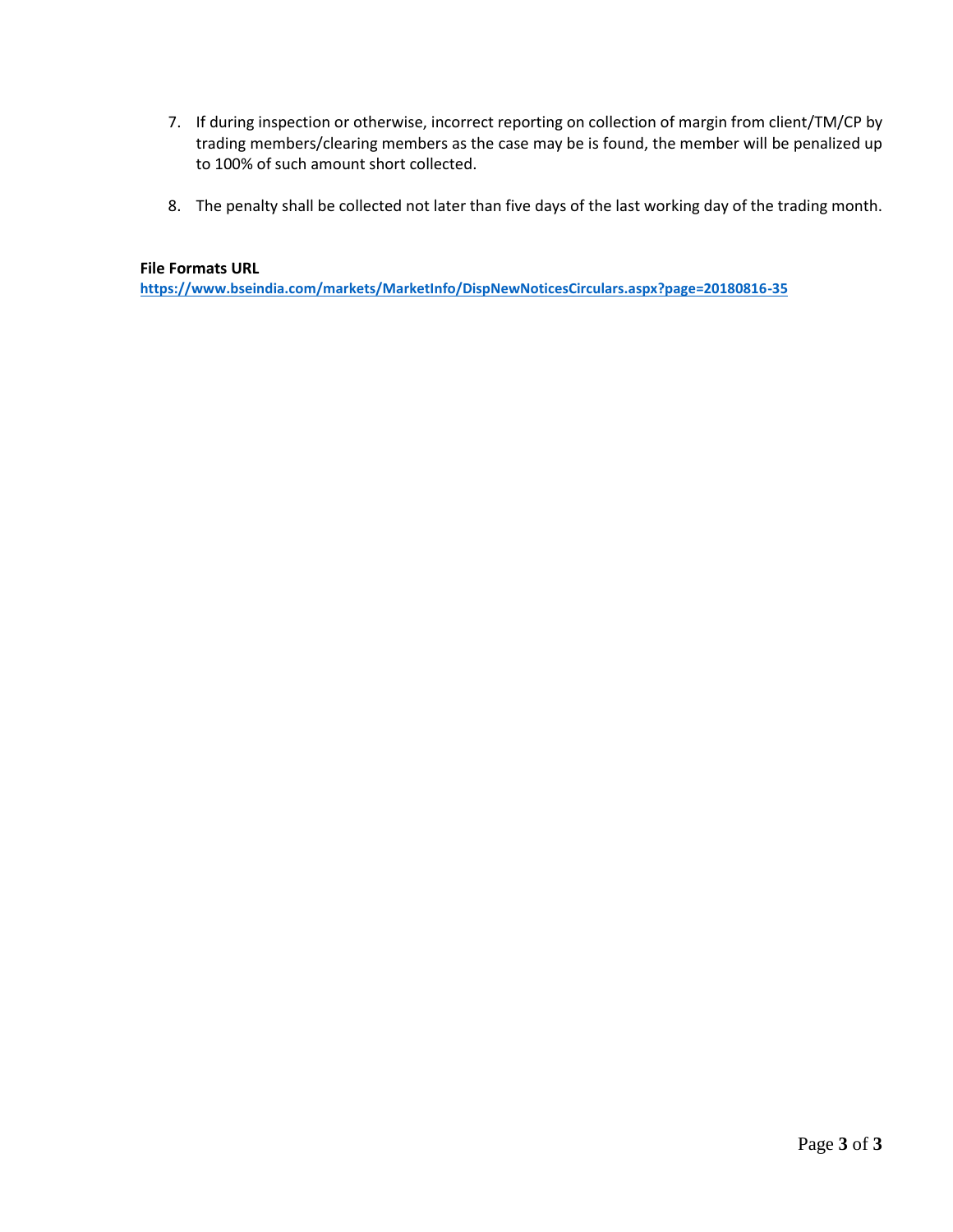7. If during inspection or otherwise, incorrect reporting on collection of margin from client/TM/CP by trading members/clearing members as the case may be is found, the member will be penalized up to 100% of such amount short collected.

8. The penalty shall be collected not later than five days of the last working day of the trading month.

**File Formats URL**

https://www.bseindia.com/markets/MarketInfo/DispNewNoticesCirculars.aspx?page=20180816-35